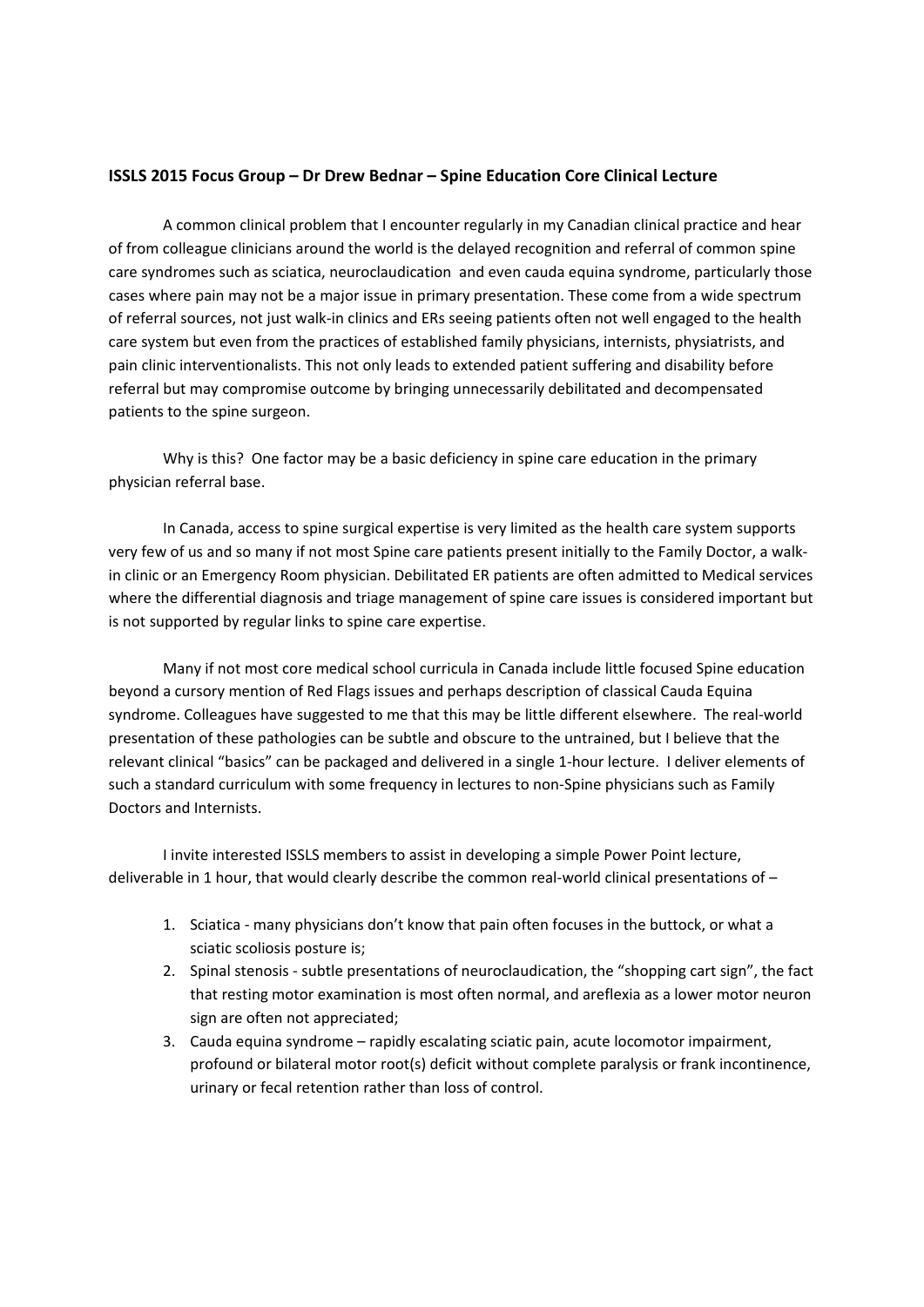**ISSLS 2015 Focus Group – Dr Drew Bednar – Spine Education Core Clinical Lecture**

A common clinical problem that I encounter regularly in my Canadian clinical practice and hear of from colleague clinicians around the world is the delayed recognition and referral of common spine care syndromes such as sciatica, neuroclaudication and even cauda equina syndrome, particularly those cases where pain may not be a major issue in primary presentation. These come from a wide spectrum of referral sources, not just walk-in clinics and ERs seeing patients often not well engaged to the health care system but even from the practices of established family physicians, internists, physiatrists, and pain clinic interventionalists. This not only leads to extended patient suffering and disability before referral but may compromise outcome by bringing unnecessarily debilitated and decompensated patients to the spine surgeon.

Why is this? One factor may be a basic deficiency in spine care education in the primary physician referral base.

In Canada, access to spine surgical expertise is very limited as the health care system supports very few of us and so many if not most Spine care patients present initially to the Family Doctor, a walk-in clinic or an Emergency Room physician. Debilitated ER patients are often admitted to Medical services where the differential diagnosis and triage management of spine care issues is considered important but is not supported by regular links to spine care expertise.

Many if not most core medical school curricula in Canada include little focused Spine education beyond a cursory mention of Red Flags issues and perhaps description of classical Cauda Equina syndrome. Colleagues have suggested to me that this may be little different elsewhere. The real-world presentation of these pathologies can be subtle and obscure to the untrained, but I believe that the relevant clinical "basics" can be packaged and delivered in a single 1-hour lecture. I deliver elements of such a standard curriculum with some frequency in lectures to non-Spine physicians such as Family Doctors and Internists.

I invite interested ISSLS members to assist in developing a simple Power Point lecture, deliverable in 1 hour, that would clearly describe the common real-world clinical presentations of –

1. Sciatica - many physicians don't know that pain often focuses in the buttock, or what a sciatic scoliosis posture is;
2. Spinal stenosis - subtle presentations of neuroclaudication, the "shopping cart sign", the fact that resting motor examination is most often normal, and areflexia as a lower motor neuron sign are often not appreciated;
3. Cauda equina syndrome – rapidly escalating sciatic pain, acute locomotor impairment, profound or bilateral motor root(s) deficit without complete paralysis or frank incontinence, urinary or fecal retention rather than loss of control.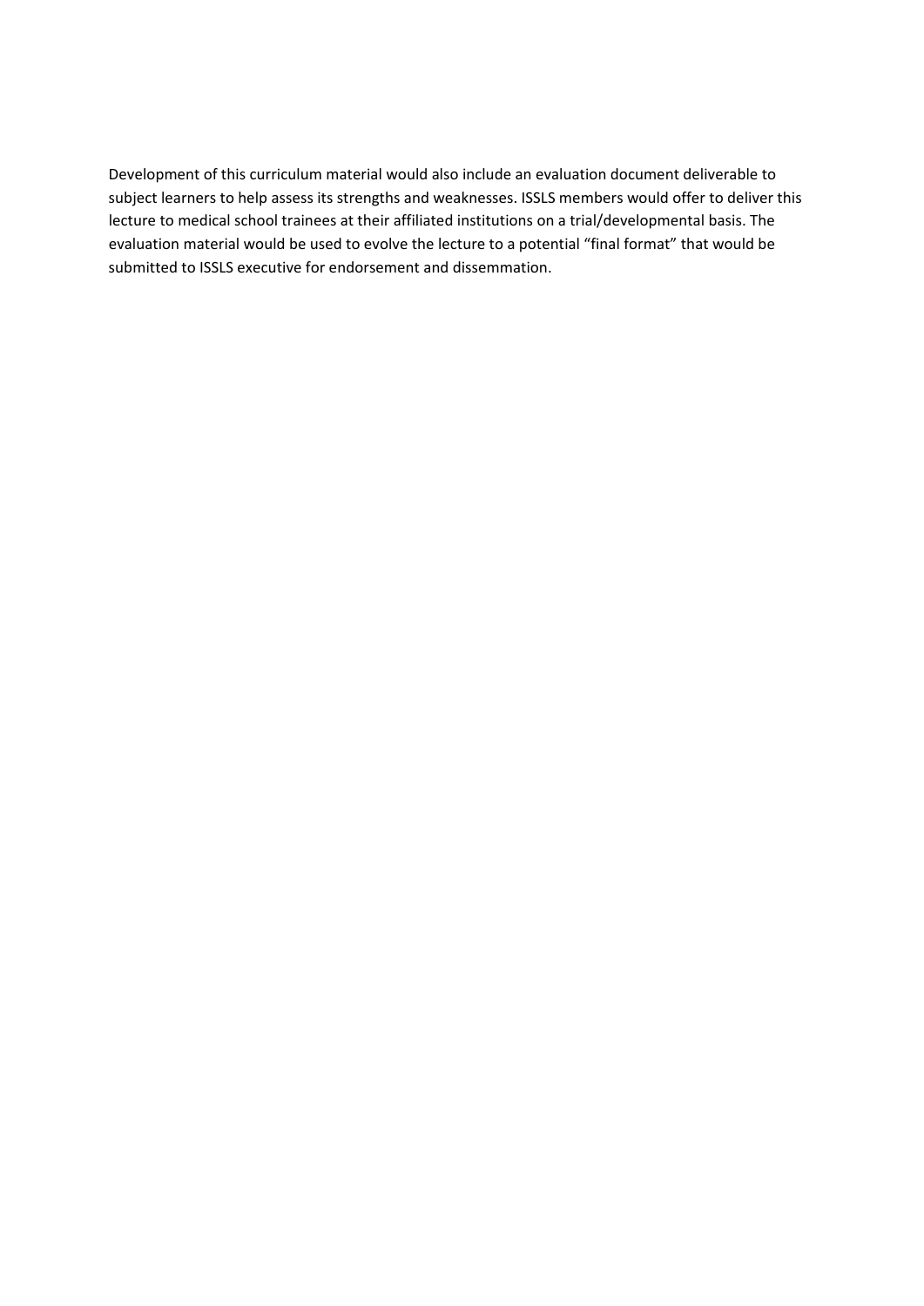Development of this curriculum material would also include an evaluation document deliverable to subject learners to help assess its strengths and weaknesses. ISSLS members would offer to deliver this lecture to medical school trainees at their affiliated institutions on a trial/developmental basis. The evaluation material would be used to evolve the lecture to a potential "final format" that would be submitted to ISSLS executive for endorsement and dissemmation.